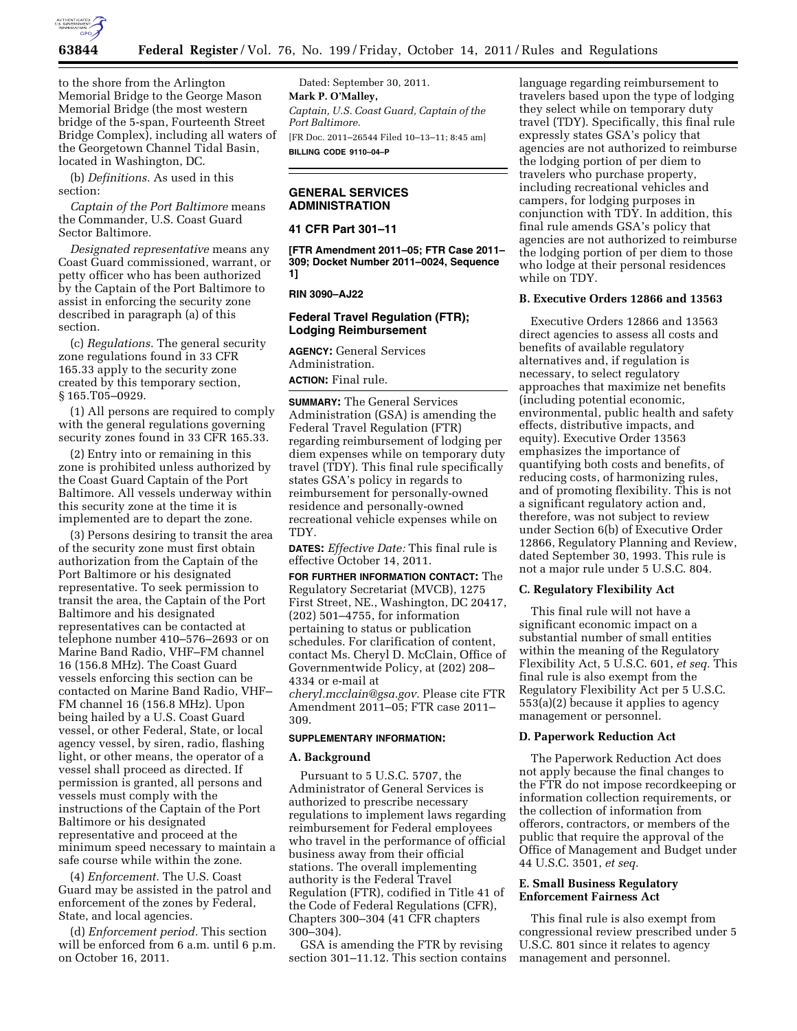to the shore from the Arlington Memorial Bridge to the George Mason Memorial Bridge (the most western bridge of the 5-span, Fourteenth Street Bridge Complex), including all waters of the Georgetown Channel Tidal Basin, located in Washington, DC.

(b) *Definitions.* As used in this section:

*Captain of the Port Baltimore* means the Commander, U.S. Coast Guard Sector Baltimore.

*Designated representative* means any Coast Guard commissioned, warrant, or petty officer who has been authorized by the Captain of the Port Baltimore to assist in enforcing the security zone described in paragraph (a) of this section.

(c) *Regulations.* The general security zone regulations found in 33 CFR 165.33 apply to the security zone created by this temporary section, § 165.T05–0929.

(1) All persons are required to comply with the general regulations governing security zones found in 33 CFR 165.33.

(2) Entry into or remaining in this zone is prohibited unless authorized by the Coast Guard Captain of the Port Baltimore. All vessels underway within this security zone at the time it is implemented are to depart the zone.

(3) Persons desiring to transit the area of the security zone must first obtain authorization from the Captain of the Port Baltimore or his designated representative. To seek permission to transit the area, the Captain of the Port Baltimore and his designated representatives can be contacted at telephone number 410–576–2693 or on Marine Band Radio, VHF–FM channel 16 (156.8 MHz). The Coast Guard vessels enforcing this section can be contacted on Marine Band Radio, VHF–FM channel 16 (156.8 MHz). Upon being hailed by a U.S. Coast Guard vessel, or other Federal, State, or local agency vessel, by siren, radio, flashing light, or other means, the operator of a vessel shall proceed as directed. If permission is granted, all persons and vessels must comply with the instructions of the Captain of the Port Baltimore or his designated representative and proceed at the minimum speed necessary to maintain a safe course while within the zone.

(4) *Enforcement.* The U.S. Coast Guard may be assisted in the patrol and enforcement of the zones by Federal, State, and local agencies.

(d) *Enforcement period.* This section will be enforced from 6 a.m. until 6 p.m. on October 16, 2011.

Dated: September 30, 2011.

**Mark P. O'Malley,**

*Captain, U.S. Coast Guard, Captain of the Port Baltimore.*

[FR Doc. 2011–26544 Filed 10–13–11; 8:45 am]

**BILLING CODE 9110–04–P**

## GENERAL SERVICES ADMINISTRATION

### 41 CFR Part 301–11

**[FTR Amendment 2011–05; FTR Case 2011–309; Docket Number 2011–0024, Sequence 1]**

**RIN 3090–AJ22**

### Federal Travel Regulation (FTR); Lodging Reimbursement

**AGENCY:** General Services Administration.

**ACTION:** Final rule.

**SUMMARY:** The General Services Administration (GSA) is amending the Federal Travel Regulation (FTR) regarding reimbursement of lodging per diem expenses while on temporary duty travel (TDY). This final rule specifically states GSA's policy in regards to reimbursement for personally-owned residence and personally-owned recreational vehicle expenses while on TDY.

**DATES:** *Effective Date:* This final rule is effective October 14, 2011.

**FOR FURTHER INFORMATION CONTACT:** The Regulatory Secretariat (MVCB), 1275 First Street, NE., Washington, DC 20417, (202) 501–4755, for information pertaining to status or publication schedules. For clarification of content, contact Ms. Cheryl D. McClain, Office of Governmentwide Policy, at (202) 208–4334 or e-mail at *cheryl.mcclain@gsa.gov.* Please cite FTR Amendment 2011–05; FTR case 2011–309.

**SUPPLEMENTARY INFORMATION:**

#### A. Background

Pursuant to 5 U.S.C. 5707, the Administrator of General Services is authorized to prescribe necessary regulations to implement laws regarding reimbursement for Federal employees who travel in the performance of official business away from their official stations. The overall implementing authority is the Federal Travel Regulation (FTR), codified in Title 41 of the Code of Federal Regulations (CFR), Chapters 300–304 (41 CFR chapters 300–304).

GSA is amending the FTR by revising section 301–11.12. This section contains language regarding reimbursement to travelers based upon the type of lodging they select while on temporary duty travel (TDY). Specifically, this final rule expressly states GSA's policy that agencies are not authorized to reimburse the lodging portion of per diem to travelers who purchase property, including recreational vehicles and campers, for lodging purposes in conjunction with TDY. In addition, this final rule amends GSA's policy that agencies are not authorized to reimburse the lodging portion of per diem to those who lodge at their personal residences while on TDY.

#### B. Executive Orders 12866 and 13563

Executive Orders 12866 and 13563 direct agencies to assess all costs and benefits of available regulatory alternatives and, if regulation is necessary, to select regulatory approaches that maximize net benefits (including potential economic, environmental, public health and safety effects, distributive impacts, and equity). Executive Order 13563 emphasizes the importance of quantifying both costs and benefits, of reducing costs, of harmonizing rules, and of promoting flexibility. This is not a significant regulatory action and, therefore, was not subject to review under Section 6(b) of Executive Order 12866, Regulatory Planning and Review, dated September 30, 1993. This rule is not a major rule under 5 U.S.C. 804.

#### C. Regulatory Flexibility Act

This final rule will not have a significant economic impact on a substantial number of small entities within the meaning of the Regulatory Flexibility Act, 5 U.S.C. 601, *et seq.* This final rule is also exempt from the Regulatory Flexibility Act per 5 U.S.C. 553(a)(2) because it applies to agency management or personnel.

#### D. Paperwork Reduction Act

The Paperwork Reduction Act does not apply because the final changes to the FTR do not impose recordkeeping or information collection requirements, or the collection of information from offerors, contractors, or members of the public that require the approval of the Office of Management and Budget under 44 U.S.C. 3501, *et seq.*

#### E. Small Business Regulatory Enforcement Fairness Act

This final rule is also exempt from congressional review prescribed under 5 U.S.C. 801 since it relates to agency management and personnel.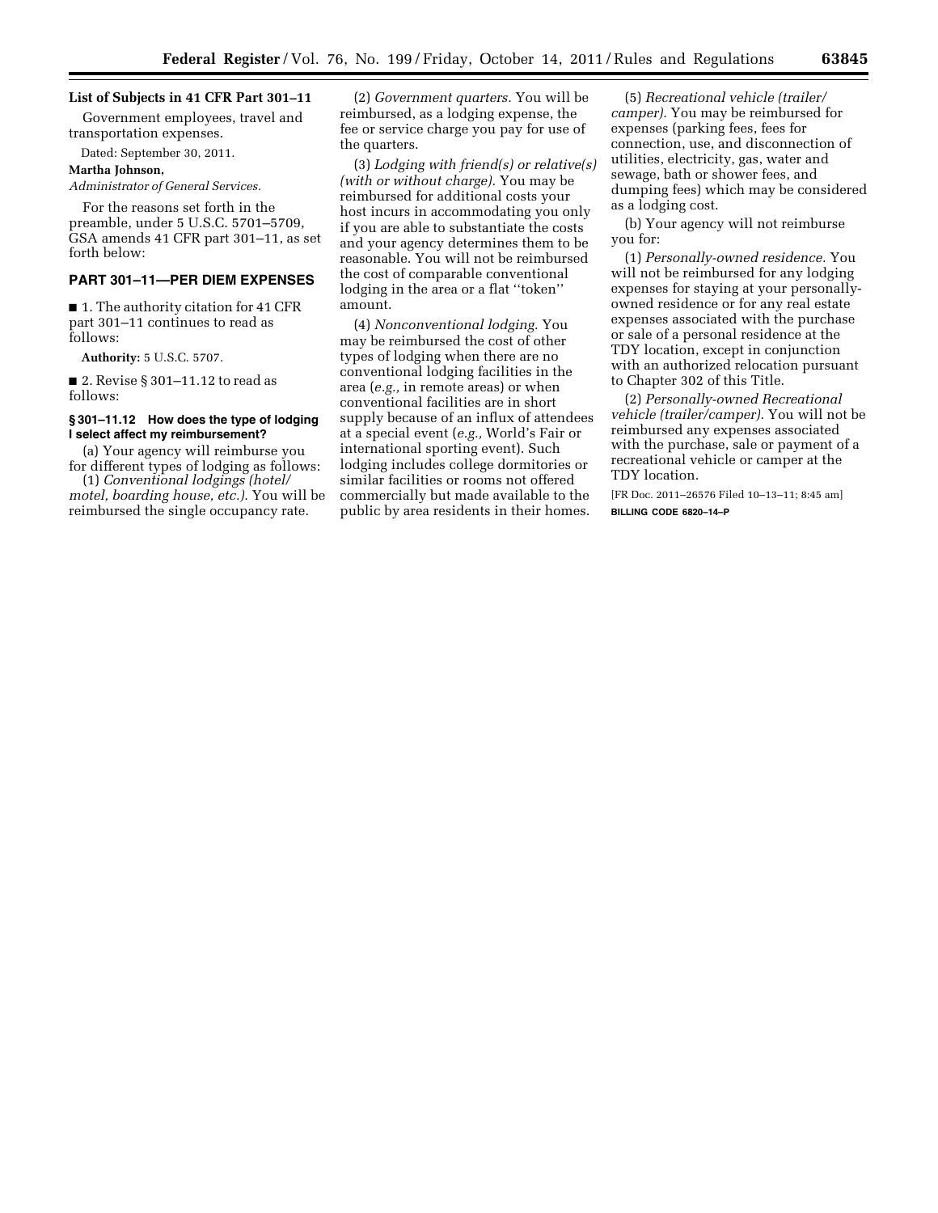**List of Subjects in 41 CFR Part 301–11**

Government employees, travel and transportation expenses.

Dated: September 30, 2011.

**Martha Johnson,**

*Administrator of General Services.*

For the reasons set forth in the preamble, under 5 U.S.C. 5701–5709, GSA amends 41 CFR part 301–11, as set forth below:

## PART 301–11—PER DIEM EXPENSES

■ 1. The authority citation for 41 CFR part 301–11 continues to read as follows:

**Authority:** 5 U.S.C. 5707.

■ 2. Revise § 301–11.12 to read as follows:

### § 301–11.12 How does the type of lodging I select affect my reimbursement?

(a) Your agency will reimburse you for different types of lodging as follows:

(1) *Conventional lodgings (hotel/motel, boarding house, etc.).* You will be reimbursed the single occupancy rate.

(2) *Government quarters.* You will be reimbursed, as a lodging expense, the fee or service charge you pay for use of the quarters.

(3) *Lodging with friend(s) or relative(s) (with or without charge).* You may be reimbursed for additional costs your host incurs in accommodating you only if you are able to substantiate the costs and your agency determines them to be reasonable. You will not be reimbursed the cost of comparable conventional lodging in the area or a flat ''token'' amount.

(4) *Nonconventional lodging.* You may be reimbursed the cost of other types of lodging when there are no conventional lodging facilities in the area (*e.g.,* in remote areas) or when conventional facilities are in short supply because of an influx of attendees at a special event (*e.g.,* World's Fair or international sporting event). Such lodging includes college dormitories or similar facilities or rooms not offered commercially but made available to the public by area residents in their homes.

(5) *Recreational vehicle (trailer/camper).* You may be reimbursed for expenses (parking fees, fees for connection, use, and disconnection of utilities, electricity, gas, water and sewage, bath or shower fees, and dumping fees) which may be considered as a lodging cost.

(b) Your agency will not reimburse you for:

(1) *Personally-owned residence.* You will not be reimbursed for any lodging expenses for staying at your personally-owned residence or for any real estate expenses associated with the purchase or sale of a personal residence at the TDY location, except in conjunction with an authorized relocation pursuant to Chapter 302 of this Title.

(2) *Personally-owned Recreational vehicle (trailer/camper).* You will not be reimbursed any expenses associated with the purchase, sale or payment of a recreational vehicle or camper at the TDY location.

[FR Doc. 2011–26576 Filed 10–13–11; 8:45 am]

**BILLING CODE 6820–14–P**